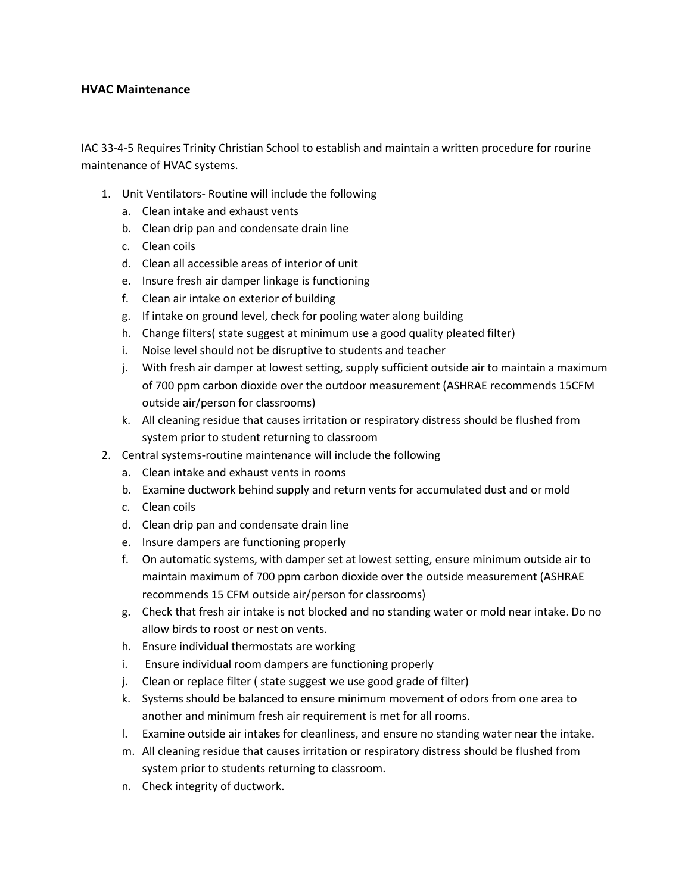**HVAC Maintenance**

IAC 33-4-5 Requires Trinity Christian School to establish and maintain a written procedure for rourine maintenance of HVAC systems.

1. Unit Ventilators- Routine will include the following
   a. Clean intake and exhaust vents
   b. Clean drip pan and condensate drain line
   c. Clean coils
   d. Clean all accessible areas of interior of unit
   e. Insure fresh air damper linkage is functioning
   f. Clean air intake on exterior of building
   g. If intake on ground level, check for pooling water along building
   h. Change filters( state suggest at minimum use a good quality pleated filter)
   i. Noise level should not be disruptive to students and teacher
   j. With fresh air damper at lowest setting, supply sufficient outside air to maintain a maximum of 700 ppm carbon dioxide over the outdoor measurement (ASHRAE recommends 15CFM outside air/person for classrooms)
   k. All cleaning residue that causes irritation or respiratory distress should be flushed from system prior to student returning to classroom
2. Central systems-routine maintenance will include the following
   a. Clean intake and exhaust vents in rooms
   b. Examine ductwork behind supply and return vents for accumulated dust and or mold
   c. Clean coils
   d. Clean drip pan and condensate drain line
   e. Insure dampers are functioning properly
   f. On automatic systems, with damper set at lowest setting, ensure minimum outside air to maintain maximum of 700 ppm carbon dioxide over the outside measurement (ASHRAE recommends 15 CFM outside air/person for classrooms)
   g. Check that fresh air intake is not blocked and no standing water or mold near intake. Do no allow birds to roost or nest on vents.
   h. Ensure individual thermostats are working
   i. Ensure individual room dampers are functioning properly
   j. Clean or replace filter ( state suggest we use good grade of filter)
   k. Systems should be balanced to ensure minimum movement of odors from one area to another and minimum fresh air requirement is met for all rooms.
   l. Examine outside air intakes for cleanliness, and ensure no standing water near the intake.
   m. All cleaning residue that causes irritation or respiratory distress should be flushed from system prior to students returning to classroom.
   n. Check integrity of ductwork.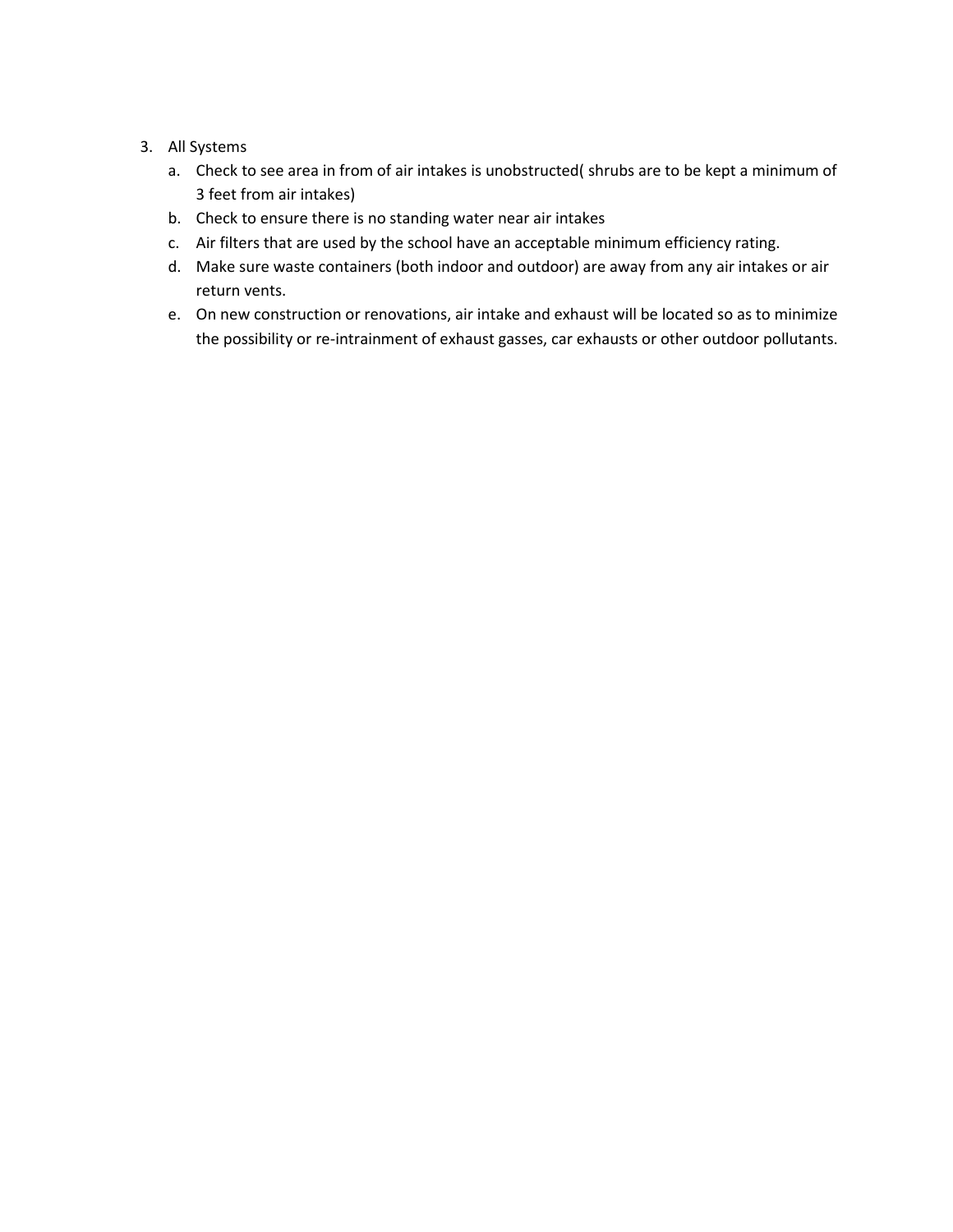3. All Systems
    a. Check to see area in from of air intakes is unobstructed( shrubs are to be kept a minimum of 3 feet from air intakes)
    b. Check to ensure there is no standing water near air intakes
    c. Air filters that are used by the school have an acceptable minimum efficiency rating.
    d. Make sure waste containers (both indoor and outdoor) are away from any air intakes or air return vents.
    e. On new construction or renovations, air intake and exhaust will be located so as to minimize the possibility or re-intrainment of exhaust gasses, car exhausts or other outdoor pollutants.